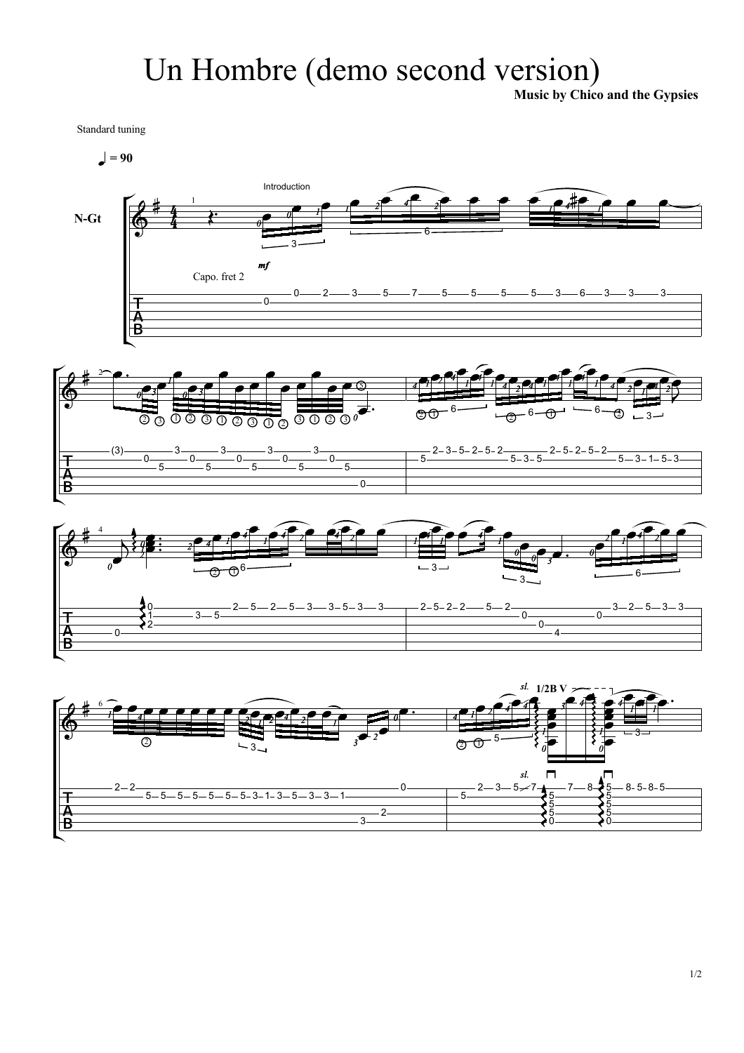# Un Hombre (demo second version)

**Music by Chico and the Gypsies**

Standard tuning

♩ = 90

Capo. fret 2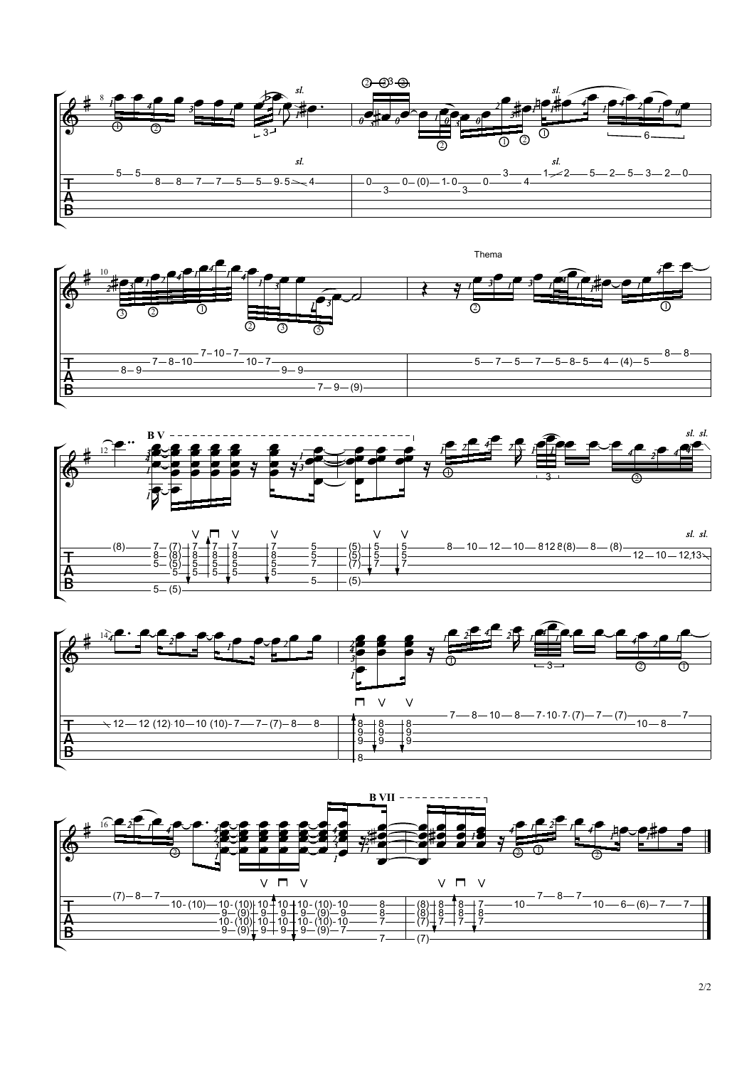Thema